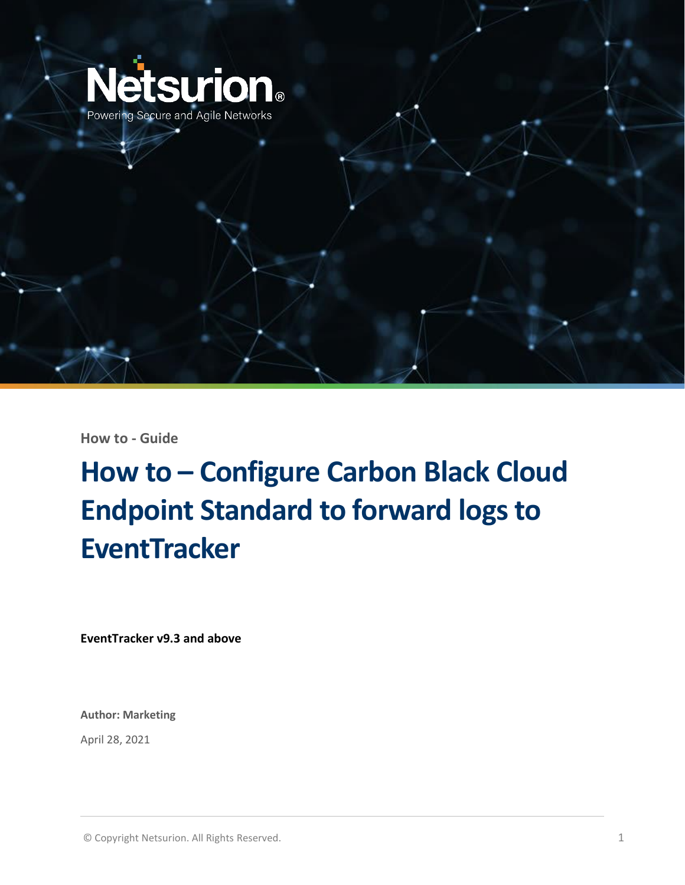Netsurion®

Powering Secure and Agile Networks

How to - Guide

# How to – Configure Carbon Black Cloud Endpoint Standard to forward logs to EventTracker

**EventTracker v9.3 and above**

**Author: Marketing**

April 28, 2021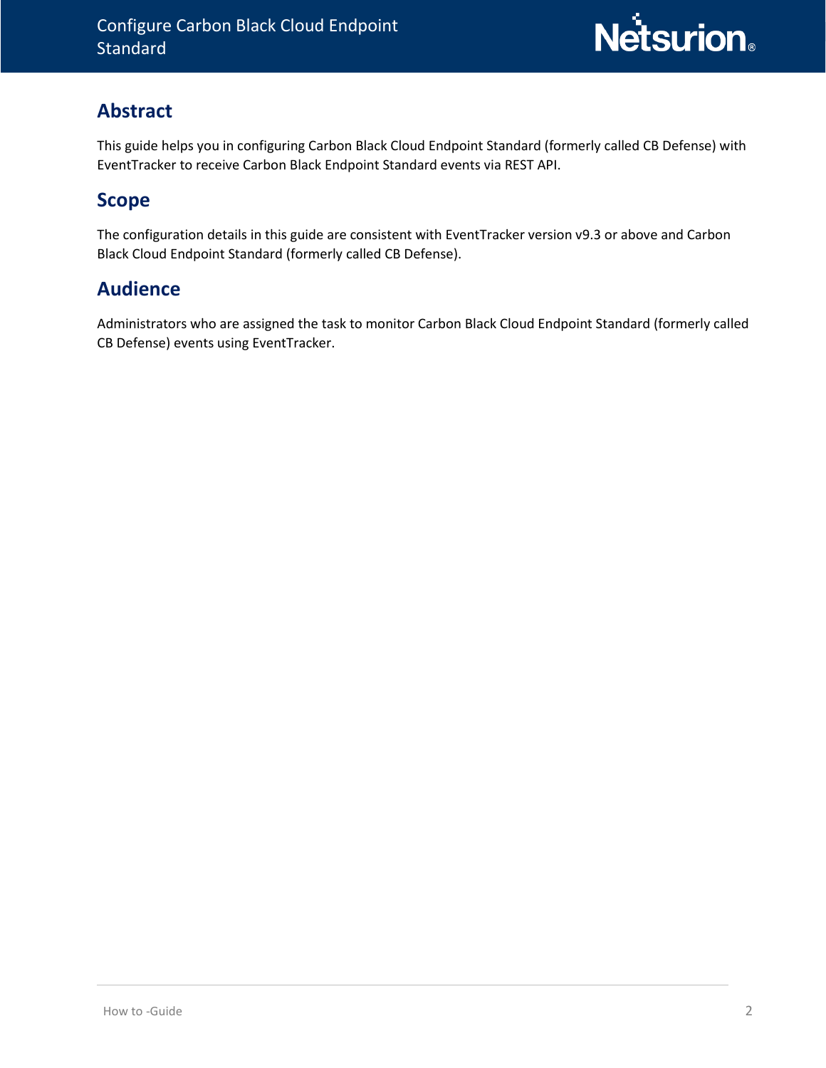## Abstract

This guide helps you in configuring Carbon Black Cloud Endpoint Standard (formerly called CB Defense) with EventTracker to receive Carbon Black Endpoint Standard events via REST API.

## Scope

The configuration details in this guide are consistent with EventTracker version v9.3 or above and Carbon Black Cloud Endpoint Standard (formerly called CB Defense).

## Audience

Administrators who are assigned the task to monitor Carbon Black Cloud Endpoint Standard (formerly called CB Defense) events using EventTracker.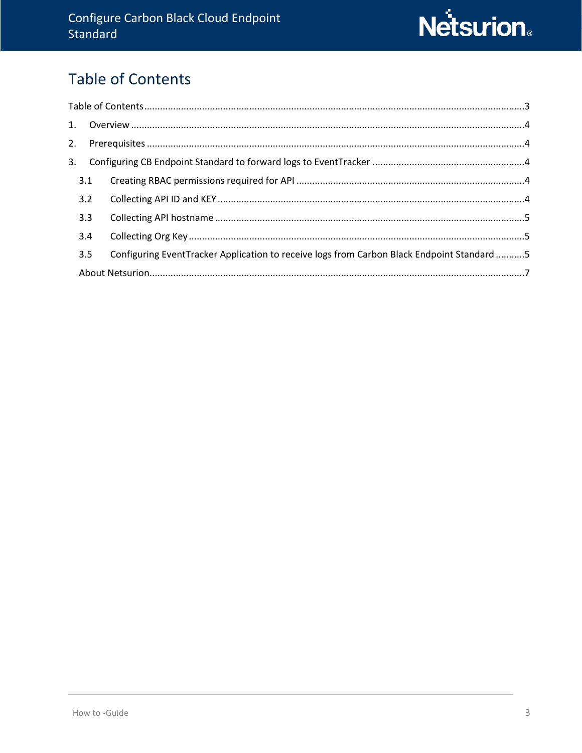# Table of Contents

Table of Contents .......... 3

1. Overview .......... 4
2. Prerequisites .......... 4
3. Configuring CB Endpoint Standard to forward logs to EventTracker .......... 4
   - 3.1 Creating RBAC permissions required for API .......... 4
   - 3.2 Collecting API ID and KEY .......... 4
   - 3.3 Collecting API hostname .......... 5
   - 3.4 Collecting Org Key .......... 5
   - 3.5 Configuring EventTracker Application to receive logs from Carbon Black Endpoint Standard .......... 5

About Netsurion .......... 7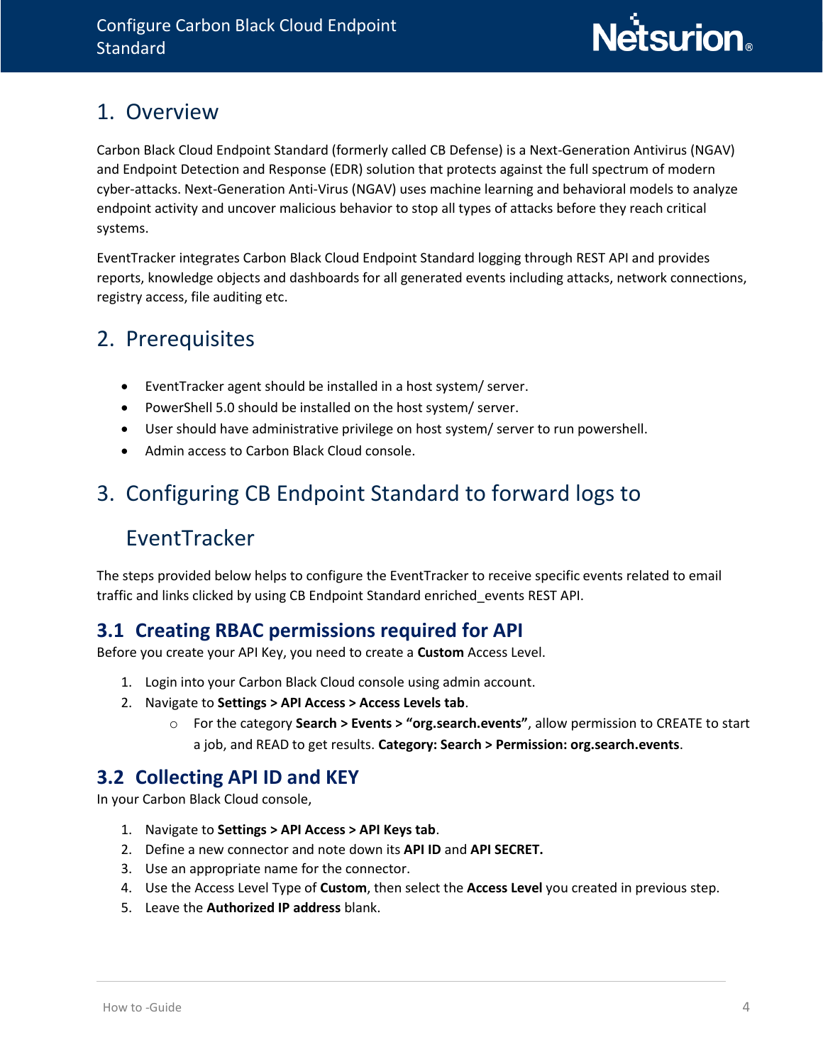# 1. Overview

Carbon Black Cloud Endpoint Standard (formerly called CB Defense) is a Next-Generation Antivirus (NGAV) and Endpoint Detection and Response (EDR) solution that protects against the full spectrum of modern cyber-attacks. Next-Generation Anti-Virus (NGAV) uses machine learning and behavioral models to analyze endpoint activity and uncover malicious behavior to stop all types of attacks before they reach critical systems.

EventTracker integrates Carbon Black Cloud Endpoint Standard logging through REST API and provides reports, knowledge objects and dashboards for all generated events including attacks, network connections, registry access, file auditing etc.

# 2. Prerequisites

- EventTracker agent should be installed in a host system/ server.
- PowerShell 5.0 should be installed on the host system/ server.
- User should have administrative privilege on host system/ server to run powershell.
- Admin access to Carbon Black Cloud console.

# 3. Configuring CB Endpoint Standard to forward logs to EventTracker

The steps provided below helps to configure the EventTracker to receive specific events related to email traffic and links clicked by using CB Endpoint Standard enriched_events REST API.

## 3.1 Creating RBAC permissions required for API

Before you create your API Key, you need to create a **Custom** Access Level.

1. Login into your Carbon Black Cloud console using admin account.
2. Navigate to **Settings > API Access > Access Levels tab**.
   - For the category **Search > Events > "org.search.events"**, allow permission to CREATE to start a job, and READ to get results. **Category: Search > Permission: org.search.events**.

## 3.2 Collecting API ID and KEY

In your Carbon Black Cloud console,

1. Navigate to **Settings > API Access > API Keys tab**.
2. Define a new connector and note down its **API ID** and **API SECRET.**
3. Use an appropriate name for the connector.
4. Use the Access Level Type of **Custom**, then select the **Access Level** you created in previous step.
5. Leave the **Authorized IP address** blank.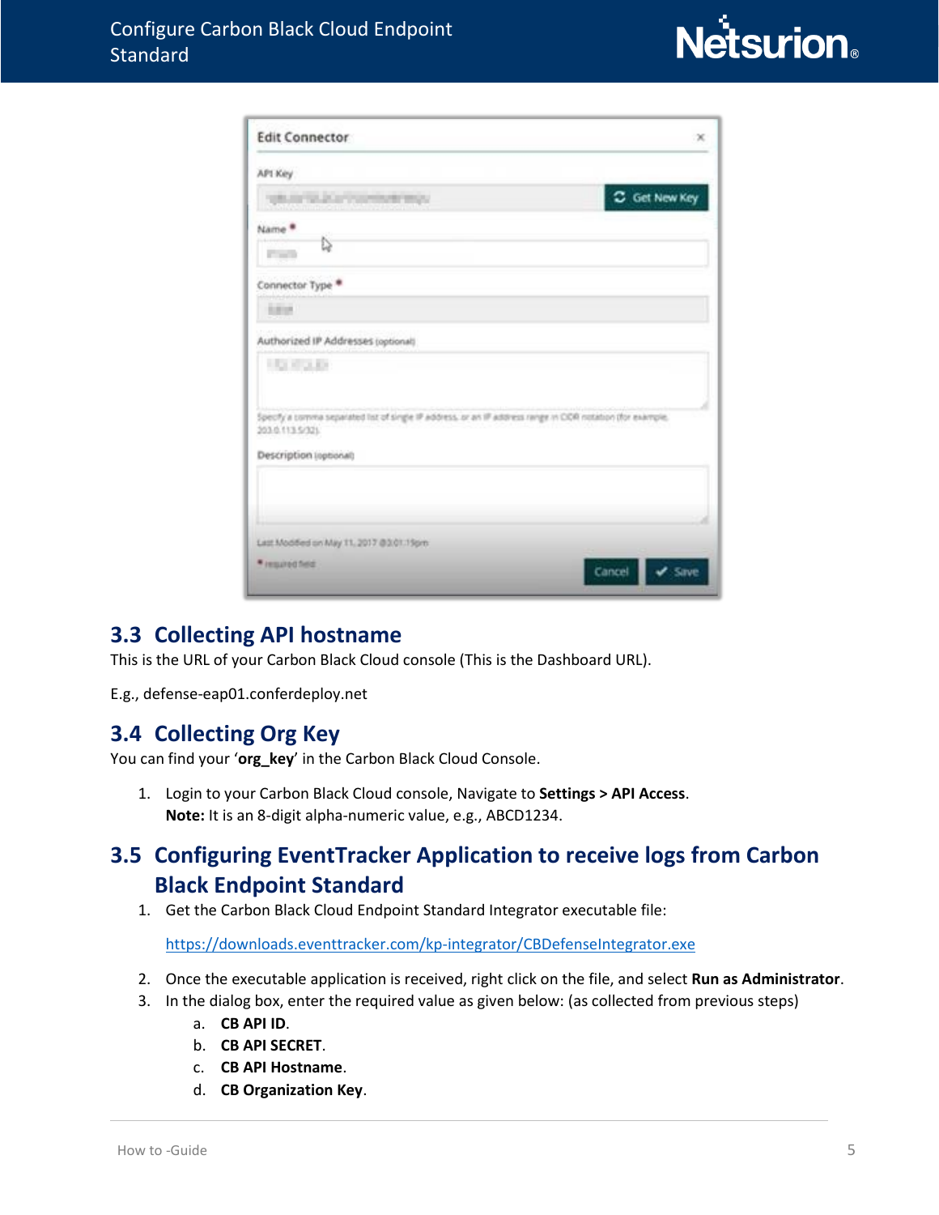## 3.3 Collecting API hostname

This is the URL of your Carbon Black Cloud console (This is the Dashboard URL).

E.g., defense-eap01.conferdeploy.net

## 3.4 Collecting Org Key

You can find your '**org_key**' in the Carbon Black Cloud Console.

1. Login to your Carbon Black Cloud console, Navigate to **Settings > API Access**.
   **Note:** It is an 8-digit alpha-numeric value, e.g., ABCD1234.

## 3.5 Configuring EventTracker Application to receive logs from Carbon Black Endpoint Standard

1. Get the Carbon Black Cloud Endpoint Standard Integrator executable file:

   https://downloads.eventtracker.com/kp-integrator/CBDefenseIntegrator.exe

2. Once the executable application is received, right click on the file, and select **Run as Administrator**.
3. In the dialog box, enter the required value as given below: (as collected from previous steps)
   a. **CB API ID**.
   b. **CB API SECRET**.
   c. **CB API Hostname**.
   d. **CB Organization Key**.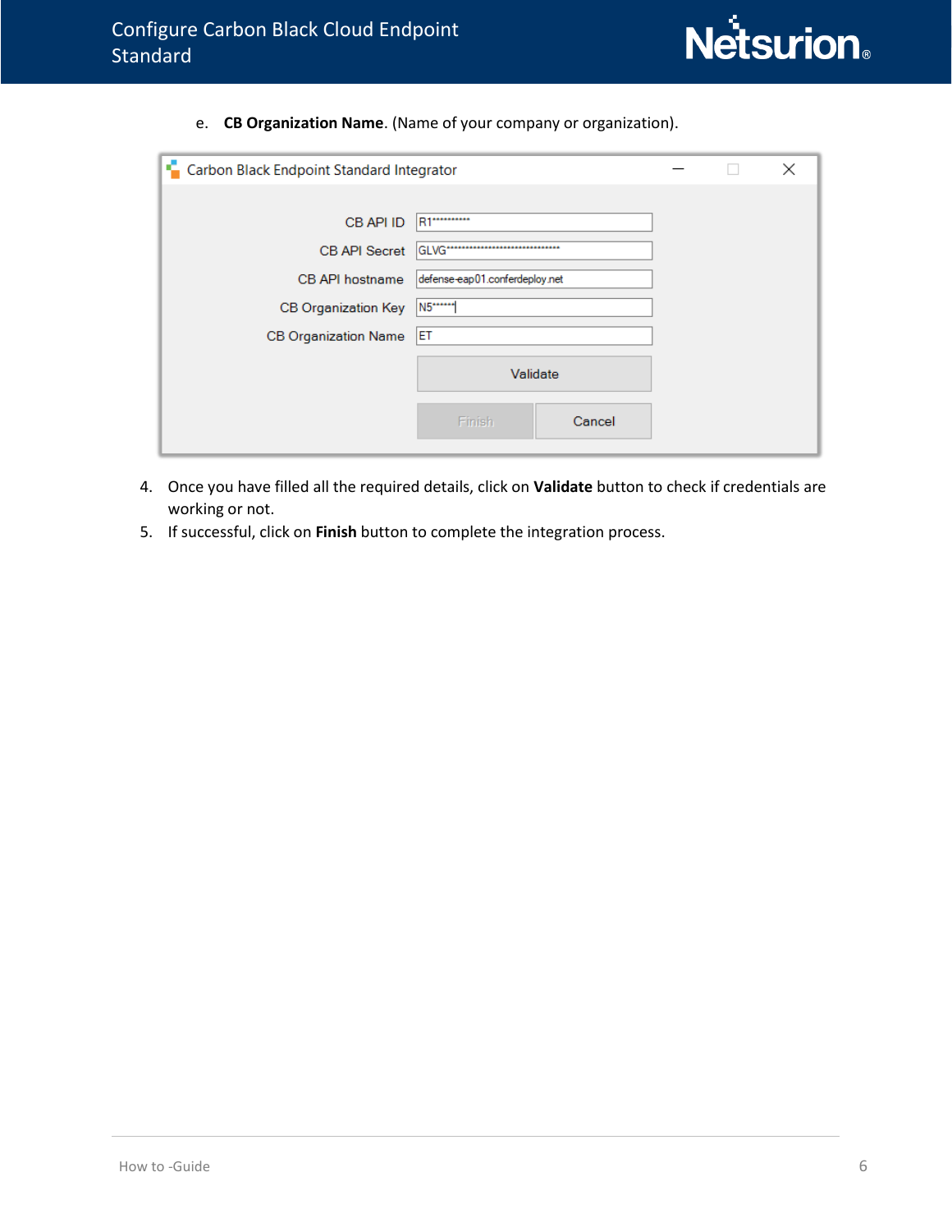e. **CB Organization Name**. (Name of your company or organization).

4. Once you have filled all the required details, click on **Validate** button to check if credentials are working or not.
5. If successful, click on **Finish** button to complete the integration process.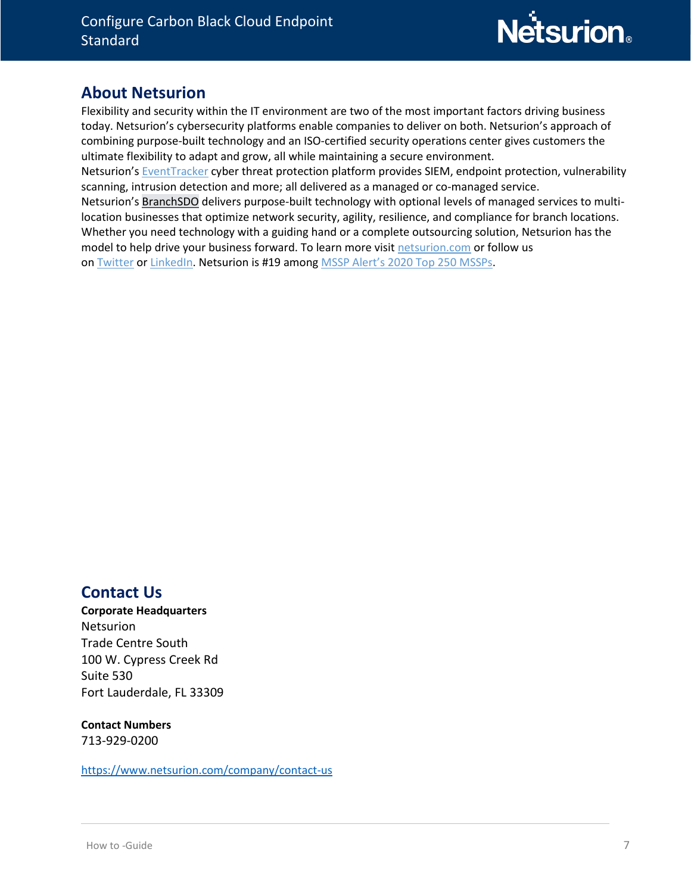## About Netsurion

Flexibility and security within the IT environment are two of the most important factors driving business today. Netsurion's cybersecurity platforms enable companies to deliver on both. Netsurion's approach of combining purpose-built technology and an ISO-certified security operations center gives customers the ultimate flexibility to adapt and grow, all while maintaining a secure environment.

Netsurion's EventTracker cyber threat protection platform provides SIEM, endpoint protection, vulnerability scanning, intrusion detection and more; all delivered as a managed or co-managed service.

Netsurion's BranchSDO delivers purpose-built technology with optional levels of managed services to multi-location businesses that optimize network security, agility, resilience, and compliance for branch locations. Whether you need technology with a guiding hand or a complete outsourcing solution, Netsurion has the model to help drive your business forward. To learn more visit netsurion.com or follow us on Twitter or LinkedIn. Netsurion is #19 among MSSP Alert's 2020 Top 250 MSSPs.

## Contact Us

**Corporate Headquarters**

Netsurion
Trade Centre South
100 W. Cypress Creek Rd
Suite 530
Fort Lauderdale, FL 33309

**Contact Numbers**

713-929-0200

https://www.netsurion.com/company/contact-us